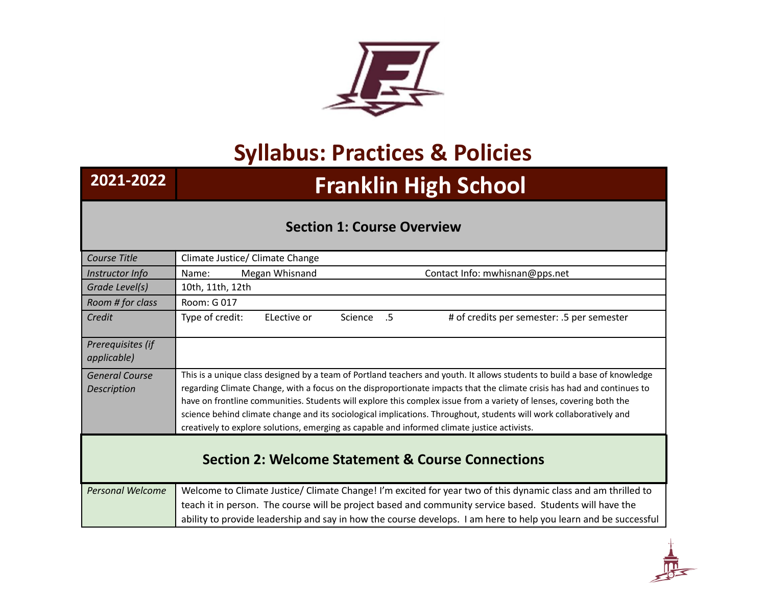# Syllabus: Practices & Policies

| 2021-2022 | Franklin High School |
|---|---|

## Section 1: Course Overview

| | |
|---|---|
| *Course Title* | Climate Justice/ Climate Change |
| *Instructor Info* | Name: Megan Whisnand Contact Info: mwhisnan@pps.net |
| *Grade Level(s)* | 10th, 11th, 12th |
| *Room # for class* | Room: G 017 |
| *Credit* | Type of credit: ELective or Science .5 # of credits per semester: .5 per semester |
| *Prerequisites (if applicable)* | |
| *General Course Description* | This is a unique class designed by a team of Portland teachers and youth. It allows students to build a base of knowledge regarding Climate Change, with a focus on the disproportionate impacts that the climate crisis has had and continues to have on frontline communities. Students will explore this complex issue from a variety of lenses, covering both the science behind climate change and its sociological implications. Throughout, students will work collaboratively and creatively to explore solutions, emerging as capable and informed climate justice activists. |

## Section 2: Welcome Statement & Course Connections

| | |
|---|---|
| *Personal Welcome* | Welcome to Climate Justice/ Climate Change! I'm excited for year two of this dynamic class and am thrilled to teach it in person. The course will be project based and community service based. Students will have the ability to provide leadership and say in how the course develops. I am here to help you learn and be successful |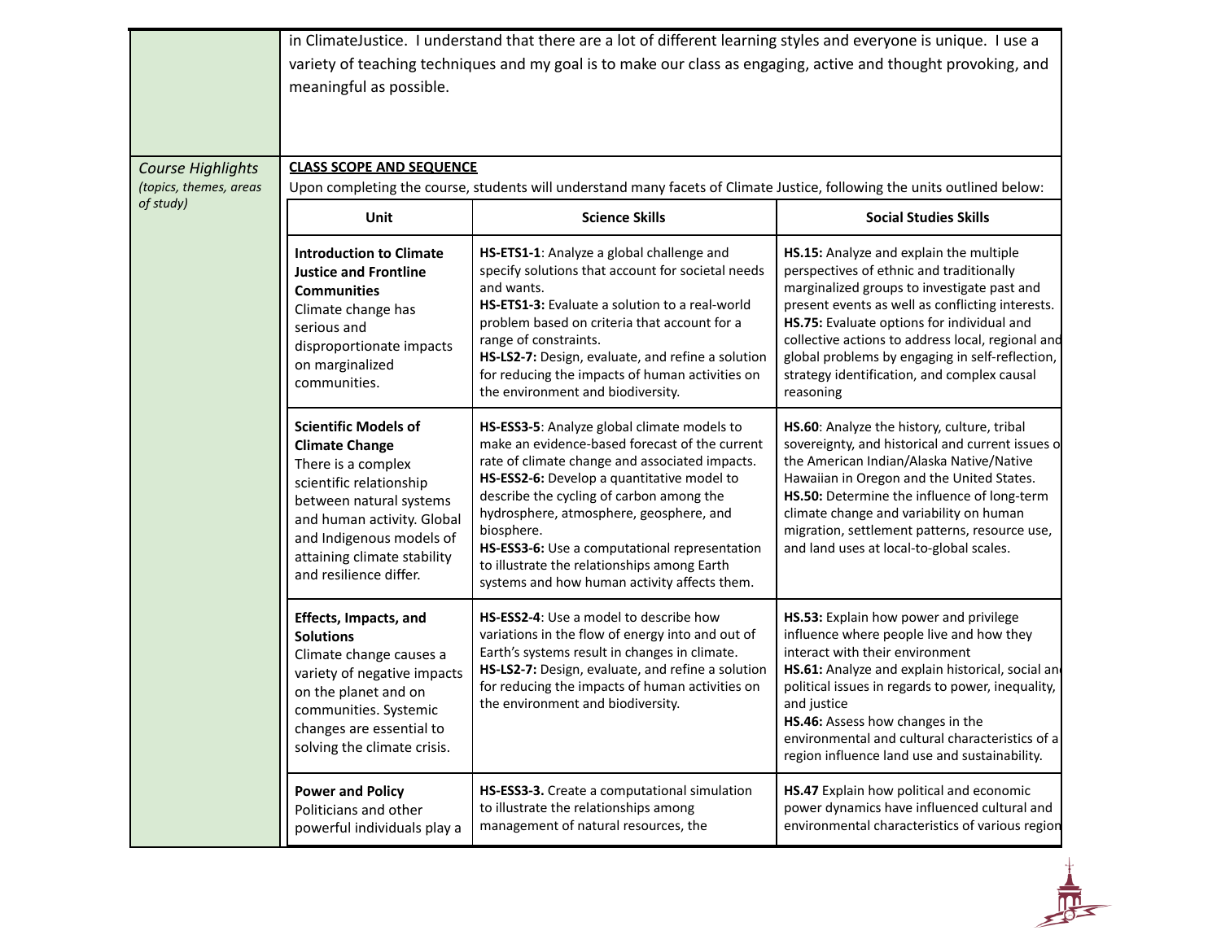in ClimateJustice. I understand that there are a lot of different learning styles and everyone is unique. I use a variety of teaching techniques and my goal is to make our class as engaging, active and thought provoking, and meaningful as possible.

*Course Highlights*
*(topics, themes, areas of study)*

**CLASS SCOPE AND SEQUENCE**

Upon completing the course, students will understand many facets of Climate Justice, following the units outlined below:

| Unit | Science Skills | Social Studies Skills |
|---|---|---|
| **Introduction to Climate Justice and Frontline Communities** Climate change has serious and disproportionate impacts on marginalized communities. | **HS-ETS1-1**: Analyze a global challenge and specify solutions that account for societal needs and wants. **HS-ETS1-3:** Evaluate a solution to a real-world problem based on criteria that account for a range of constraints. **HS-LS2-7:** Design, evaluate, and refine a solution for reducing the impacts of human activities on the environment and biodiversity. | **HS.15:** Analyze and explain the multiple perspectives of ethnic and traditionally marginalized groups to investigate past and present events as well as conflicting interests. **HS.75:** Evaluate options for individual and collective actions to address local, regional and global problems by engaging in self-reflection, strategy identification, and complex causal reasoning |
| **Scientific Models of Climate Change** There is a complex scientific relationship between natural systems and human activity. Global and Indigenous models of attaining climate stability and resilience differ. | **HS-ESS3-5**: Analyze global climate models to make an evidence-based forecast of the current rate of climate change and associated impacts. **HS-ESS2-6:** Develop a quantitative model to describe the cycling of carbon among the hydrosphere, atmosphere, geosphere, and biosphere. **HS-ESS3-6:** Use a computational representation to illustrate the relationships among Earth systems and how human activity affects them. | **HS.60**: Analyze the history, culture, tribal sovereignty, and historical and current issues of the American Indian/Alaska Native/Native Hawaiian in Oregon and the United States. **HS.50:** Determine the influence of long-term climate change and variability on human migration, settlement patterns, resource use, and land uses at local-to-global scales. |
| **Effects, Impacts, and Solutions** Climate change causes a variety of negative impacts on the planet and on communities. Systemic changes are essential to solving the climate crisis. | **HS-ESS2-4**: Use a model to describe how variations in the flow of energy into and out of Earth's systems result in changes in climate. **HS-LS2-7:** Design, evaluate, and refine a solution for reducing the impacts of human activities on the environment and biodiversity. | **HS.53:** Explain how power and privilege influence where people live and how they interact with their environment **HS.61:** Analyze and explain historical, social and political issues in regards to power, inequality, and justice **HS.46:** Assess how changes in the environmental and cultural characteristics of a region influence land use and sustainability. |
| **Power and Policy** Politicians and other powerful individuals play a | **HS-ESS3-3.** Create a computational simulation to illustrate the relationships among management of natural resources, the | **HS.47** Explain how political and economic power dynamics have influenced cultural and environmental characteristics of various region |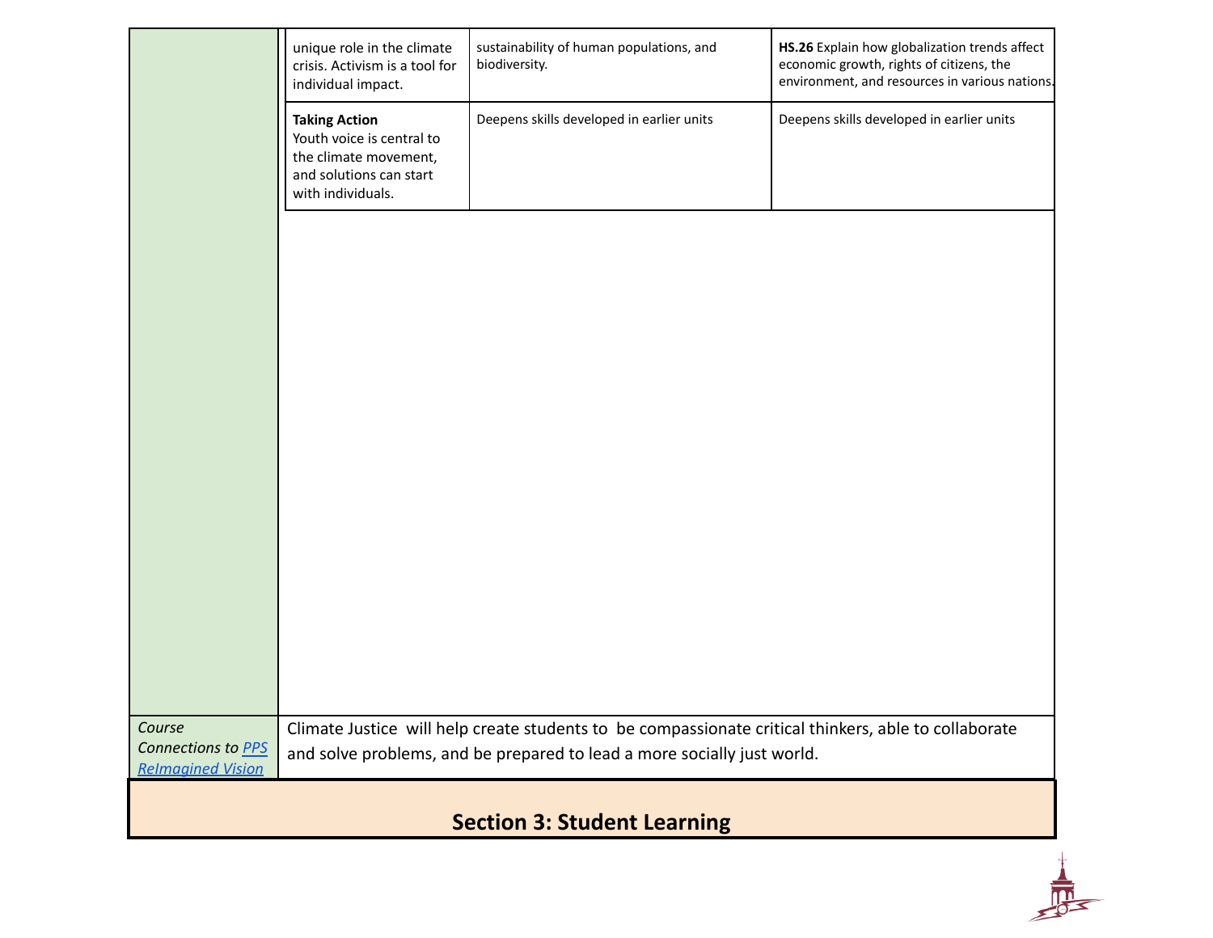| | | |
|---|---|---|
| unique role in the climate crisis. Activism is a tool for individual impact. | sustainability of human populations, and biodiversity. | **HS.26** Explain how globalization trends affect economic growth, rights of citizens, the environment, and resources in various nations. |
| **Taking Action** Youth voice is central to the climate movement, and solutions can start with individuals. | Deepens skills developed in earlier units | Deepens skills developed in earlier units |

| | |
|---|---|
| *Course Connections to PPS ReImagined Vision* | Climate Justice will help create students to be compassionate critical thinkers, able to collaborate and solve problems, and be prepared to lead a more socially just world. |

## Section 3: Student Learning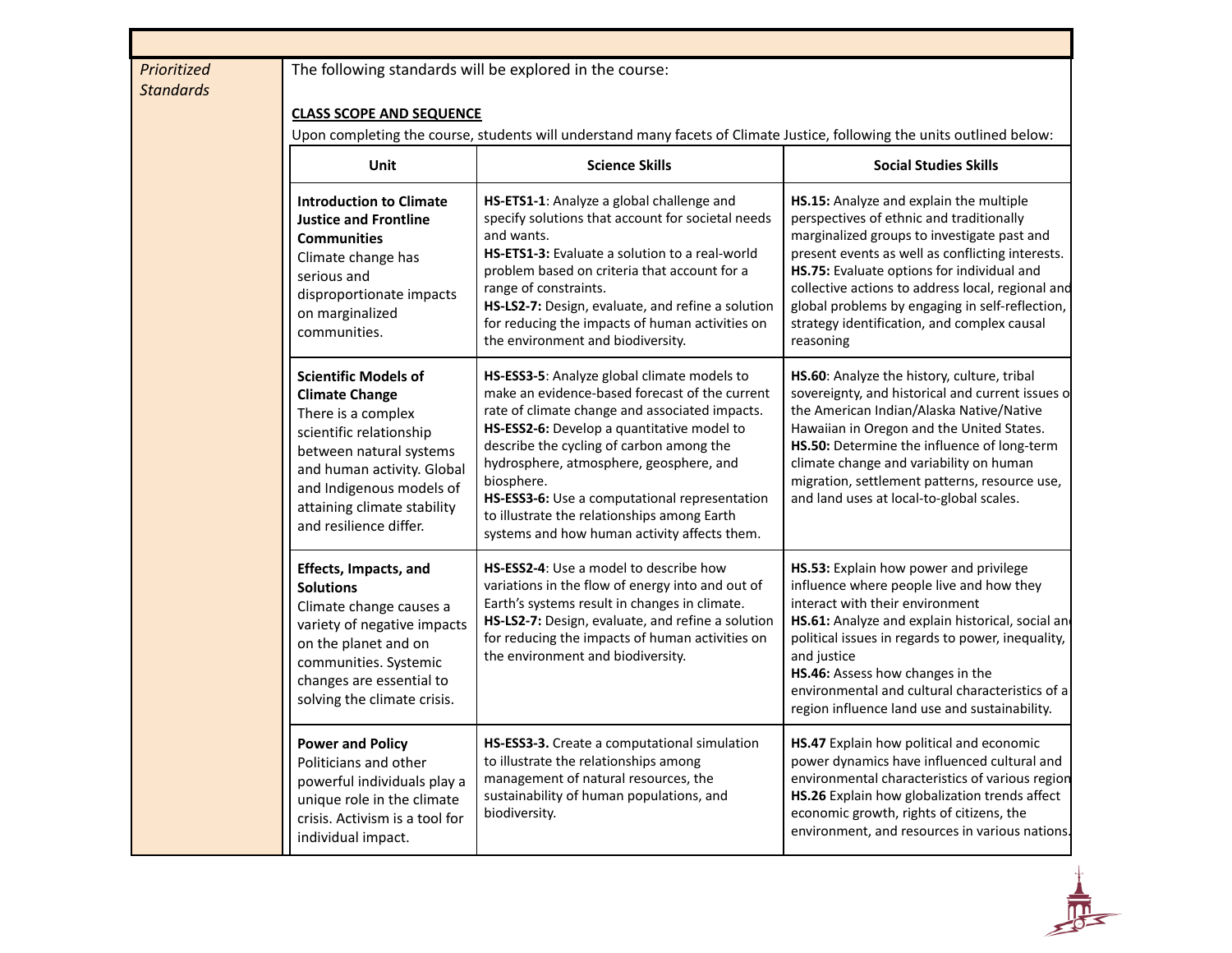*Prioritized Standards*

The following standards will be explored in the course:

**CLASS SCOPE AND SEQUENCE**

Upon completing the course, students will understand many facets of Climate Justice, following the units outlined below:

| Unit | Science Skills | Social Studies Skills |
|---|---|---|
| **Introduction to Climate Justice and Frontline Communities** Climate change has serious and disproportionate impacts on marginalized communities. | **HS-ETS1-1**: Analyze a global challenge and specify solutions that account for societal needs and wants. **HS-ETS1-3:** Evaluate a solution to a real-world problem based on criteria that account for a range of constraints. **HS-LS2-7:** Design, evaluate, and refine a solution for reducing the impacts of human activities on the environment and biodiversity. | **HS.15:** Analyze and explain the multiple perspectives of ethnic and traditionally marginalized groups to investigate past and present events as well as conflicting interests. **HS.75:** Evaluate options for individual and collective actions to address local, regional and global problems by engaging in self-reflection, strategy identification, and complex causal reasoning |
| **Scientific Models of Climate Change** There is a complex scientific relationship between natural systems and human activity. Global and Indigenous models of attaining climate stability and resilience differ. | **HS-ESS3-5**: Analyze global climate models to make an evidence-based forecast of the current rate of climate change and associated impacts. **HS-ESS2-6:** Develop a quantitative model to describe the cycling of carbon among the hydrosphere, atmosphere, geosphere, and biosphere. **HS-ESS3-6:** Use a computational representation to illustrate the relationships among Earth systems and how human activity affects them. | **HS.60**: Analyze the history, culture, tribal sovereignty, and historical and current issues of the American Indian/Alaska Native/Native Hawaiian in Oregon and the United States. **HS.50:** Determine the influence of long-term climate change and variability on human migration, settlement patterns, resource use, and land uses at local-to-global scales. |
| **Effects, Impacts, and Solutions** Climate change causes a variety of negative impacts on the planet and on communities. Systemic changes are essential to solving the climate crisis. | **HS-ESS2-4**: Use a model to describe how variations in the flow of energy into and out of Earth's systems result in changes in climate. **HS-LS2-7:** Design, evaluate, and refine a solution for reducing the impacts of human activities on the environment and biodiversity. | **HS.53:** Explain how power and privilege influence where people live and how they interact with their environment **HS.61:** Analyze and explain historical, social and political issues in regards to power, inequality, and justice **HS.46:** Assess how changes in the environmental and cultural characteristics of a region influence land use and sustainability. |
| **Power and Policy** Politicians and other powerful individuals play a unique role in the climate crisis. Activism is a tool for individual impact. | **HS-ESS3-3.** Create a computational simulation to illustrate the relationships among management of natural resources, the sustainability of human populations, and biodiversity. | **HS.47** Explain how political and economic power dynamics have influenced cultural and environmental characteristics of various regions **HS.26** Explain how globalization trends affect economic growth, rights of citizens, the environment, and resources in various nations. |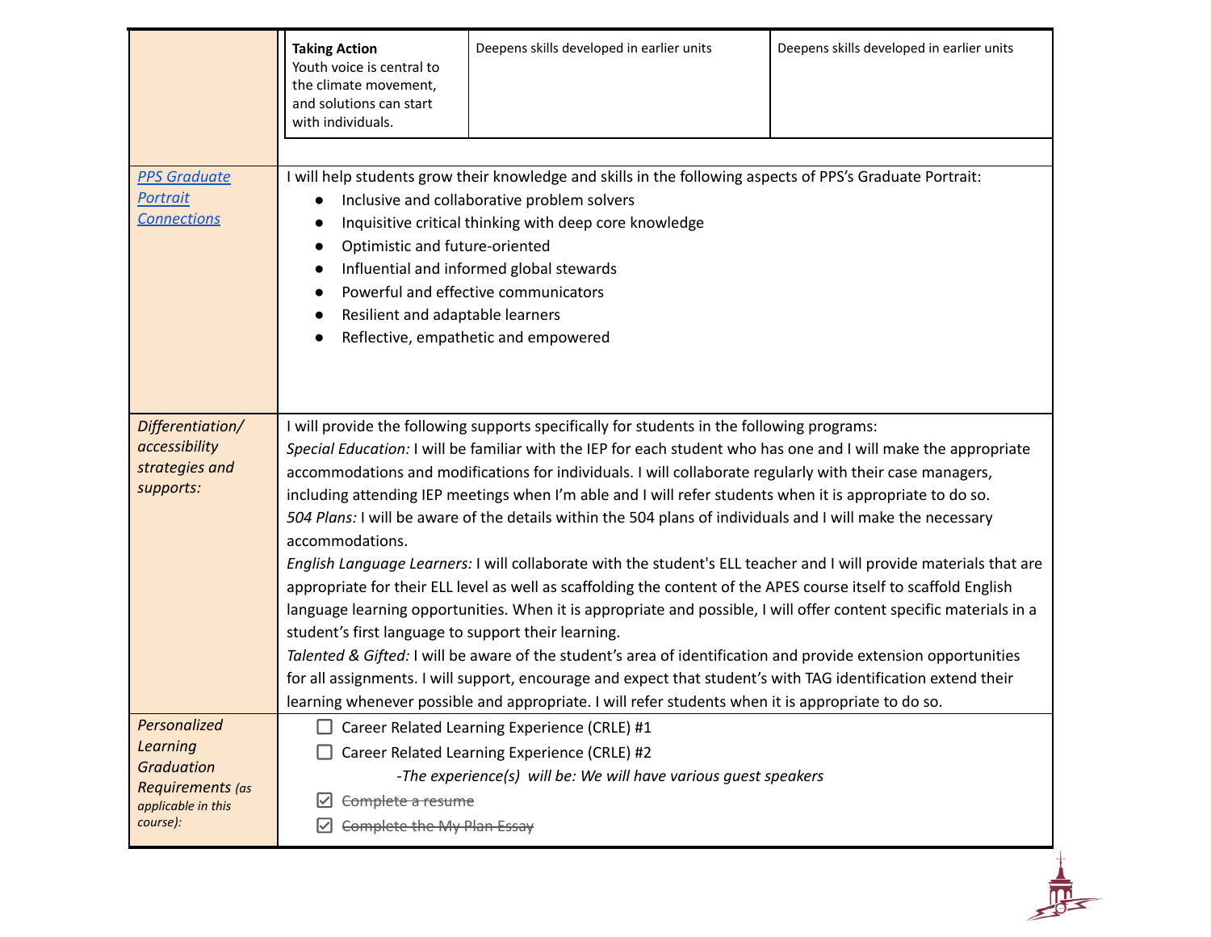| | | | |
|---|---|---|---|
| | **Taking Action** Youth voice is central to the climate movement, and solutions can start with individuals. | Deepens skills developed in earlier units | Deepens skills developed in earlier units |
| [PPS Graduate Portrait Connections](#) | I will help students grow their knowledge and skills in the following aspects of PPS's Graduate Portrait:<br>● Inclusive and collaborative problem solvers<br>● Inquisitive critical thinking with deep core knowledge<br>● Optimistic and future-oriented<br>● Influential and informed global stewards<br>● Powerful and effective communicators<br>● Resilient and adaptable learners<br>● Reflective, empathetic and empowered | | |
| *Differentiation/ accessibility strategies and supports:* | I will provide the following supports specifically for students in the following programs:<br>*Special Education:* I will be familiar with the IEP for each student who has one and I will make the appropriate accommodations and modifications for individuals. I will collaborate regularly with their case managers, including attending IEP meetings when I'm able and I will refer students when it is appropriate to do so.<br>*504 Plans:* I will be aware of the details within the 504 plans of individuals and I will make the necessary accommodations.<br>*English Language Learners:* I will collaborate with the student's ELL teacher and I will provide materials that are appropriate for their ELL level as well as scaffolding the content of the APES course itself to scaffold English language learning opportunities. When it is appropriate and possible, I will offer content specific materials in a student's first language to support their learning.<br>*Talented & Gifted:* I will be aware of the student's area of identification and provide extension opportunities for all assignments. I will support, encourage and expect that student's with TAG identification extend their learning whenever possible and appropriate. I will refer students when it is appropriate to do so. | | |
| *Personalized Learning Graduation Requirements (as applicable in this course):* | ☐ Career Related Learning Experience (CRLE) #1<br>☐ Career Related Learning Experience (CRLE) #2<br>*-The experience(s) will be: We will have various guest speakers*<br>☑ ~~Complete a resume~~<br>☑ ~~Complete the My Plan Essay~~ | | |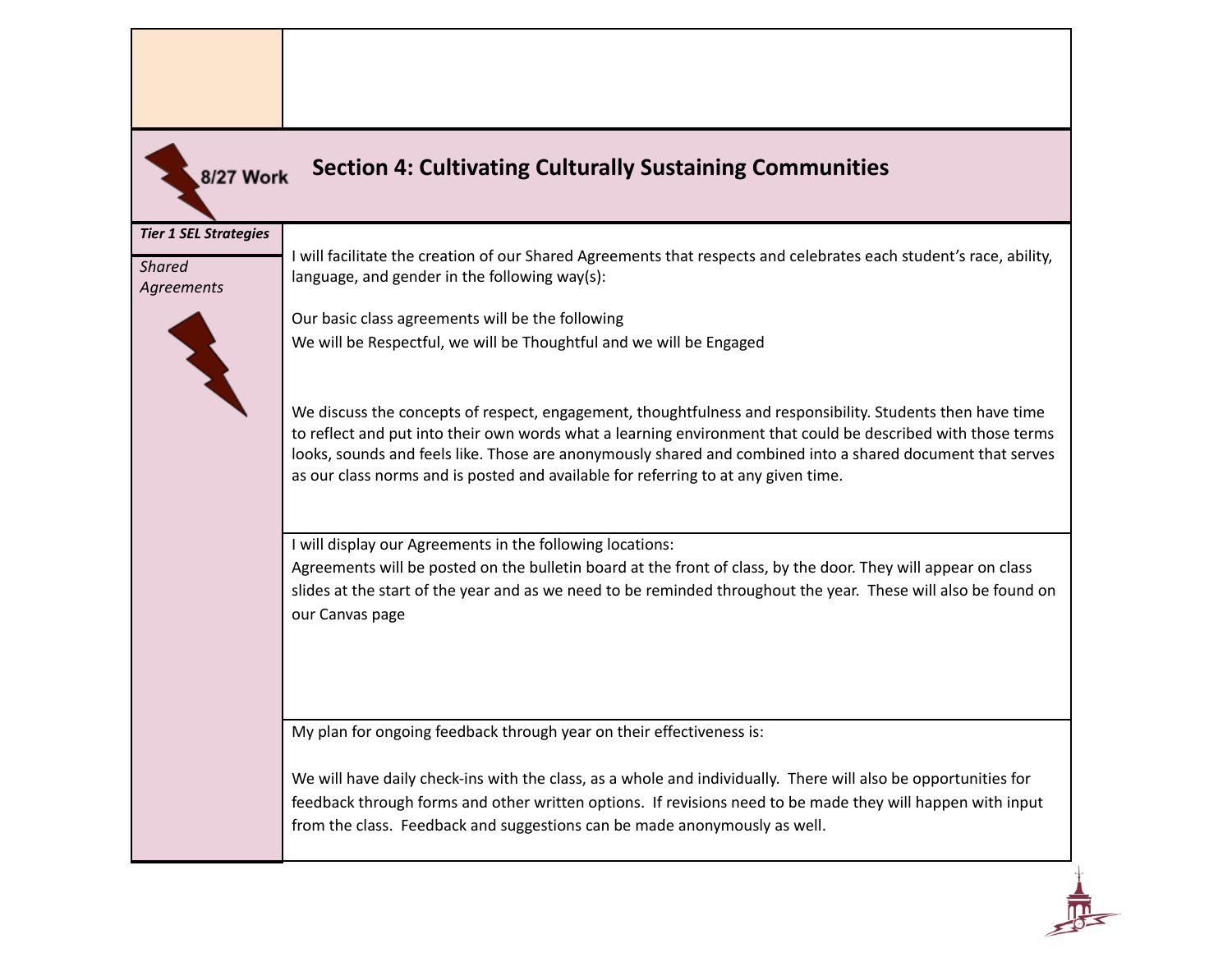## 8/27 Work — Section 4: Cultivating Culturally Sustaining Communities

| *Tier 1 SEL Strategies* | |
|---|---|
| *Shared Agreements* | I will facilitate the creation of our Shared Agreements that respects and celebrates each student's race, ability, language, and gender in the following way(s):<br><br>Our basic class agreements will be the following<br>We will be Respectful, we will be Thoughtful and we will be Engaged<br><br>We discuss the concepts of respect, engagement, thoughtfulness and responsibility. Students then have time to reflect and put into their own words what a learning environment that could be described with those terms looks, sounds and feels like. Those are anonymously shared and combined into a shared document that serves as our class norms and is posted and available for referring to at any given time. |
| | I will display our Agreements in the following locations:<br>Agreements will be posted on the bulletin board at the front of class, by the door. They will appear on class slides at the start of the year and as we need to be reminded throughout the year. These will also be found on our Canvas page |
| | My plan for ongoing feedback through year on their effectiveness is:<br><br>We will have daily check-ins with the class, as a whole and individually. There will also be opportunities for feedback through forms and other written options. If revisions need to be made they will happen with input from the class. Feedback and suggestions can be made anonymously as well. |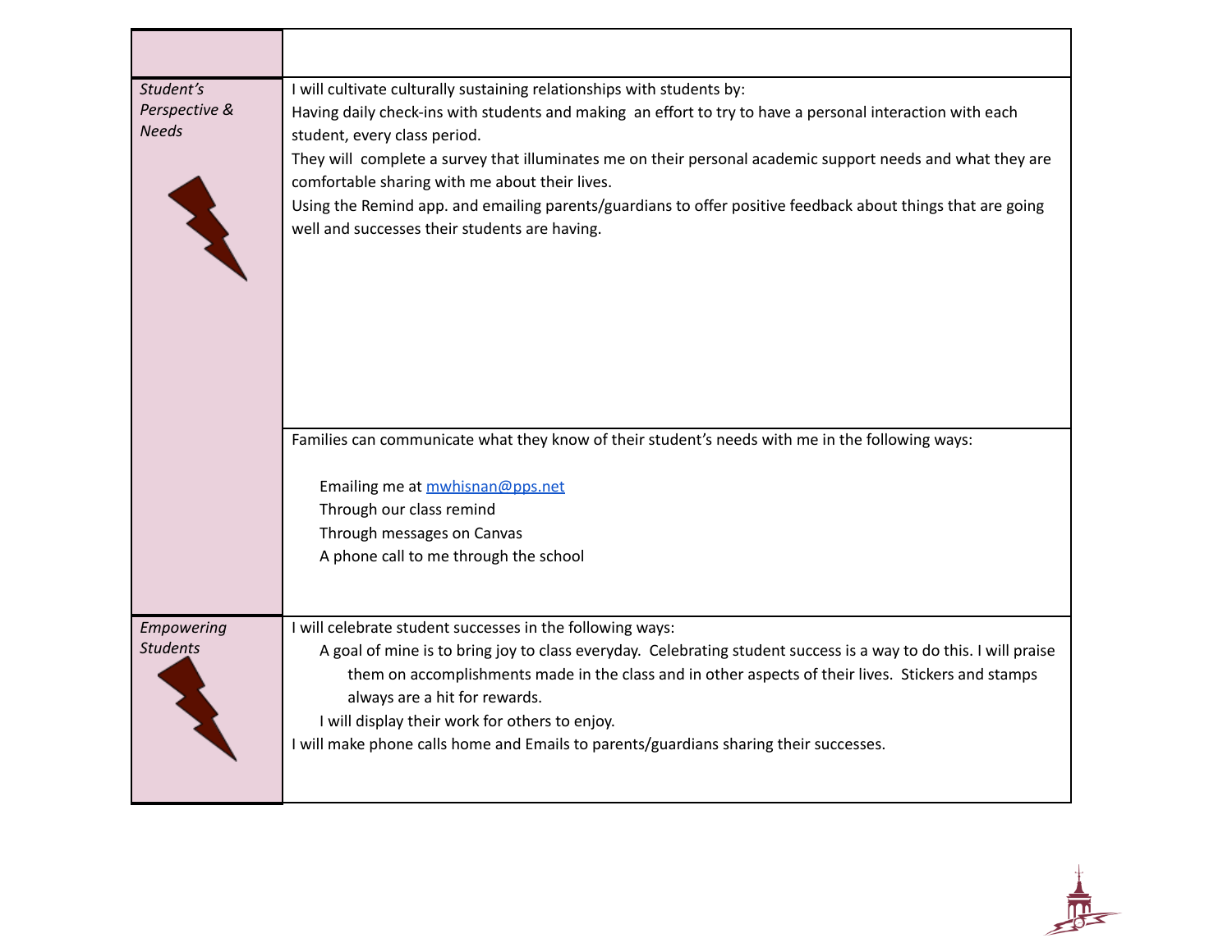| | |
|---|---|
| *Student's Perspective & Needs* | I will cultivate culturally sustaining relationships with students by:<br>Having daily check-ins with students and making an effort to try to have a personal interaction with each student, every class period.<br>They will complete a survey that illuminates me on their personal academic support needs and what they are comfortable sharing with me about their lives.<br>Using the Remind app. and emailing parents/guardians to offer positive feedback about things that are going well and successes their students are having. |
| | Families can communicate what they know of their student's needs with me in the following ways:<br><br>Emailing me at [mwhisnan@pps.net](mailto:mwhisnan@pps.net)<br>Through our class remind<br>Through messages on Canvas<br>A phone call to me through the school |
| *Empowering Students* | I will celebrate student successes in the following ways:<br>A goal of mine is to bring joy to class everyday. Celebrating student success is a way to do this. I will praise them on accomplishments made in the class and in other aspects of their lives. Stickers and stamps always are a hit for rewards.<br>I will display their work for others to enjoy.<br>I will make phone calls home and Emails to parents/guardians sharing their successes. |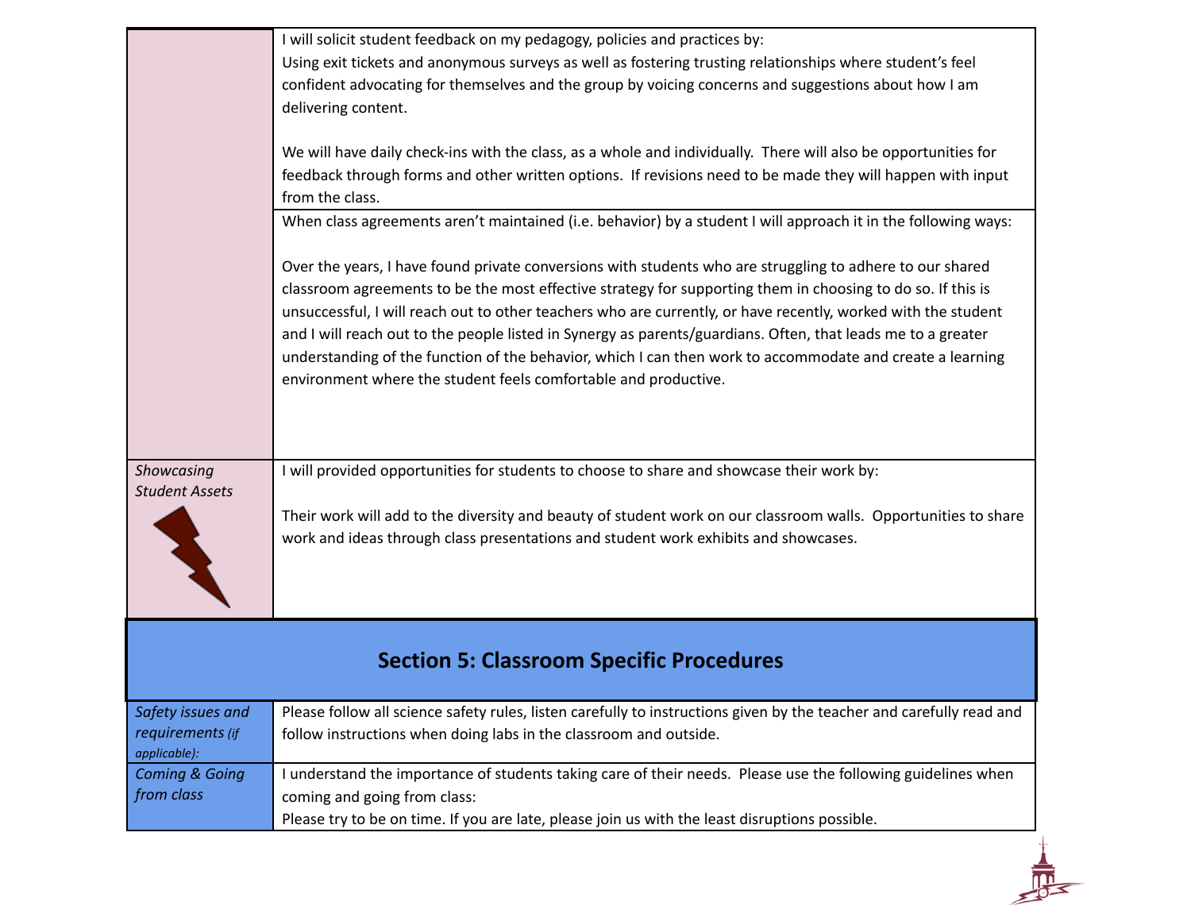| | |
|---|---|
| | I will solicit student feedback on my pedagogy, policies and practices by:<br>Using exit tickets and anonymous surveys as well as fostering trusting relationships where student's feel confident advocating for themselves and the group by voicing concerns and suggestions about how I am delivering content.<br><br>We will have daily check-ins with the class, as a whole and individually. There will also be opportunities for feedback through forms and other written options. If revisions need to be made they will happen with input from the class. |
| | When class agreements aren't maintained (i.e. behavior) by a student I will approach it in the following ways:<br><br>Over the years, I have found private conversions with students who are struggling to adhere to our shared classroom agreements to be the most effective strategy for supporting them in choosing to do so. If this is unsuccessful, I will reach out to other teachers who are currently, or have recently, worked with the student and I will reach out to the people listed in Synergy as parents/guardians. Often, that leads me to a greater understanding of the function of the behavior, which I can then work to accommodate and create a learning environment where the student feels comfortable and productive. |
| *Showcasing Student Assets* | I will provided opportunities for students to choose to share and showcase their work by:<br><br>Their work will add to the diversity and beauty of student work on our classroom walls. Opportunities to share work and ideas through class presentations and student work exhibits and showcases. |

## Section 5: Classroom Specific Procedures

| | |
|---|---|
| *Safety issues and requirements (if applicable):* | Please follow all science safety rules, listen carefully to instructions given by the teacher and carefully read and follow instructions when doing labs in the classroom and outside. |
| *Coming & Going from class* | I understand the importance of students taking care of their needs. Please use the following guidelines when coming and going from class:<br>Please try to be on time. If you are late, please join us with the least disruptions possible. |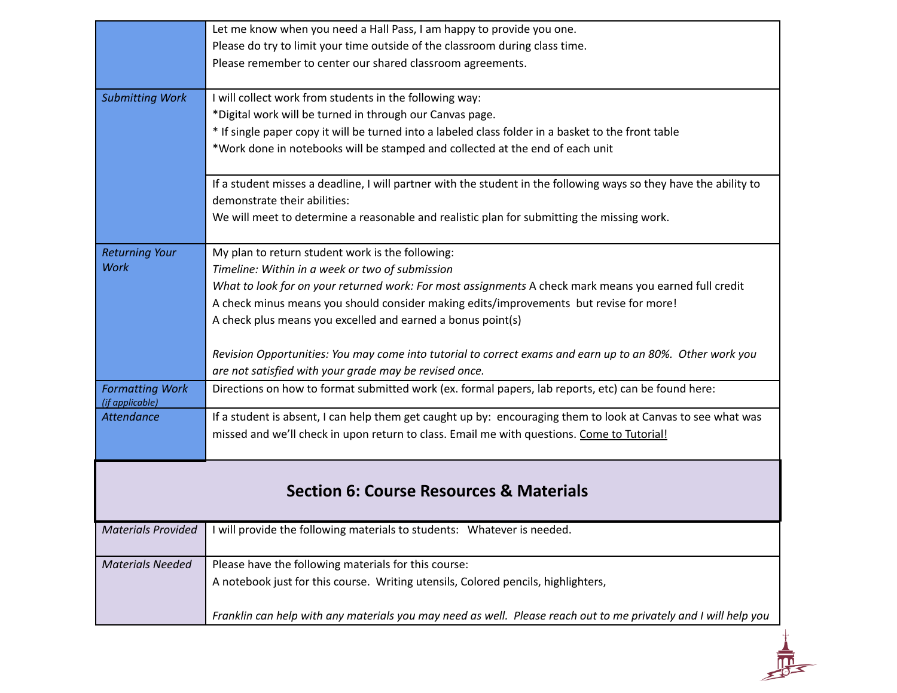| | |
|---|---|
| | Let me know when you need a Hall Pass, I am happy to provide you one.<br>Please do try to limit your time outside of the classroom during class time.<br>Please remember to center our shared classroom agreements. |
| *Submitting Work* | I will collect work from students in the following way:<br>*Digital work will be turned in through our Canvas page.<br>* If single paper copy it will be turned into a labeled class folder in a basket to the front table<br>*Work done in notebooks will be stamped and collected at the end of each unit |
| | If a student misses a deadline, I will partner with the student in the following ways so they have the ability to demonstrate their abilities:<br>We will meet to determine a reasonable and realistic plan for submitting the missing work. |
| *Returning Your Work* | My plan to return student work is the following:<br>*Timeline: Within in a week or two of submission*<br>*What to look for on your returned work: For most assignments* A check mark means you earned full credit<br>A check minus means you should consider making edits/improvements but revise for more!<br>A check plus means you excelled and earned a bonus point(s)<br><br>*Revision Opportunities: You may come into tutorial to correct exams and earn up to an 80%. Other work you are not satisfied with your grade may be revised once.* |
| *Formatting Work (if applicable)* | Directions on how to format submitted work (ex. formal papers, lab reports, etc) can be found here: |
| *Attendance* | If a student is absent, I can help them get caught up by: encouraging them to look at Canvas to see what was missed and we'll check in upon return to class. Email me with questions. Come to Tutorial! |

## Section 6: Course Resources & Materials

| | |
|---|---|
| *Materials Provided* | I will provide the following materials to students: Whatever is needed. |
| *Materials Needed* | Please have the following materials for this course:<br>A notebook just for this course. Writing utensils, Colored pencils, highlighters,<br><br>*Franklin can help with any materials you may need as well. Please reach out to me privately and I will help you* |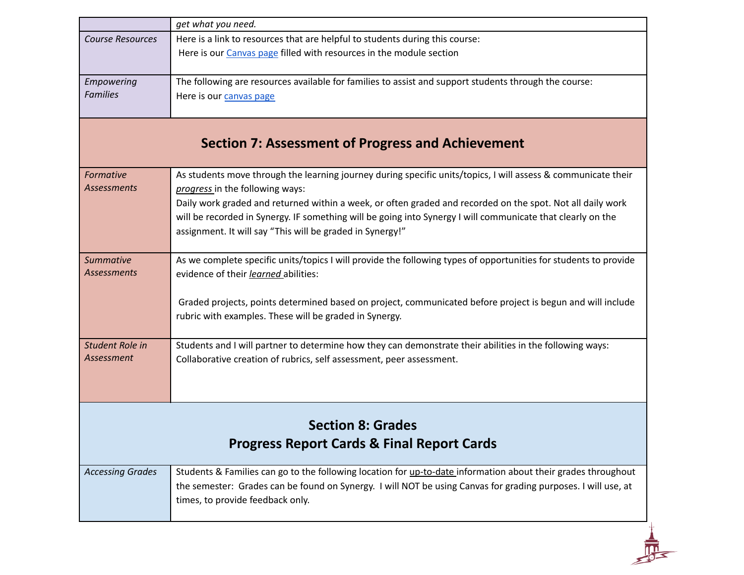| | |
|---|---|
| | *get what you need.* |
| *Course Resources* | Here is a link to resources that are helpful to students during this course:<br>Here is our [Canvas page]() filled with resources in the module section |
| *Empowering Families* | The following are resources available for families to assist and support students through the course:<br>Here is our [canvas page]() |

## Section 7: Assessment of Progress and Achievement

| | |
|---|---|
| *Formative Assessments* | As students move through the learning journey during specific units/topics, I will assess & communicate their ***progress*** in the following ways:<br>Daily work graded and returned within a week, or often graded and recorded on the spot. Not all daily work will be recorded in Synergy. IF something will be going into Synergy I will communicate that clearly on the assignment. It will say "This will be graded in Synergy!" |
| *Summative Assessments* | As we complete specific units/topics I will provide the following types of opportunities for students to provide evidence of their ***learned*** abilities:<br><br>Graded projects, points determined based on project, communicated before project is begun and will include rubric with examples. These will be graded in Synergy. |
| *Student Role in Assessment* | Students and I will partner to determine how they can demonstrate their abilities in the following ways:<br>Collaborative creation of rubrics, self assessment, peer assessment. |

## Section 8: Grades
## Progress Report Cards & Final Report Cards

| | |
|---|---|
| *Accessing Grades* | Students & Families can go to the following location for up-to-date information about their grades throughout the semester: Grades can be found on Synergy. I will NOT be using Canvas for grading purposes. I will use, at times, to provide feedback only. |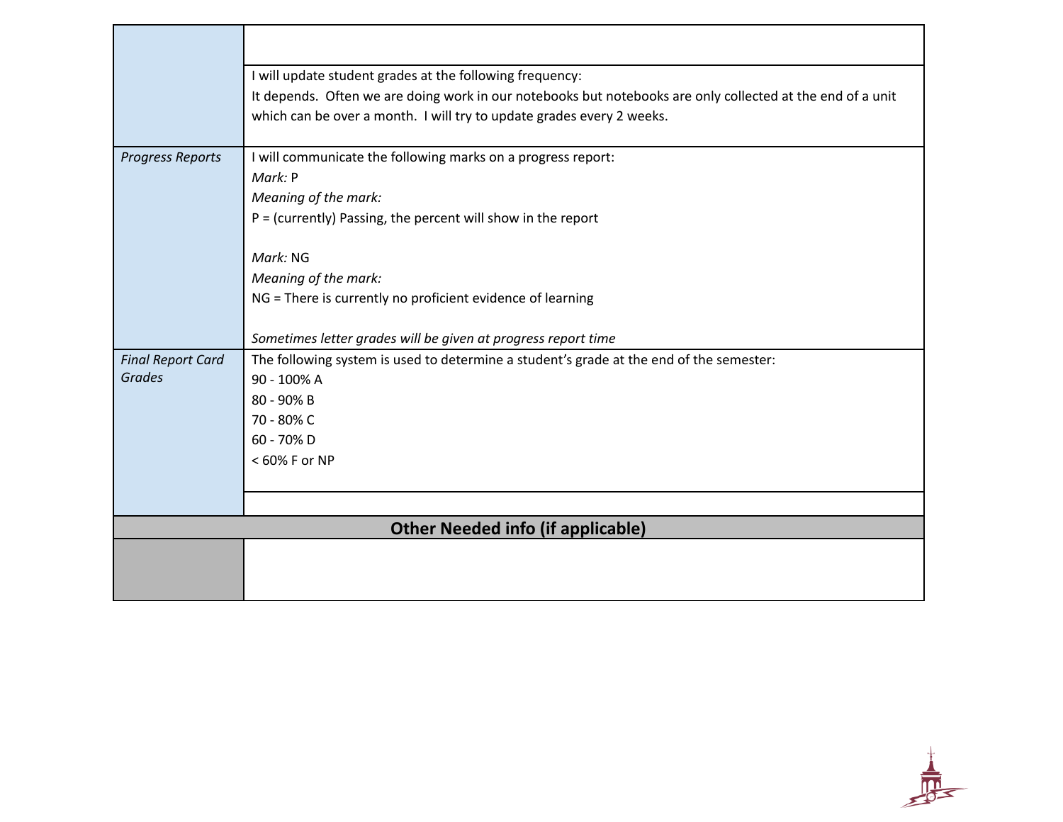| | |
|---|---|
| | |
| | I will update student grades at the following frequency:<br>It depends. Often we are doing work in our notebooks but notebooks are only collected at the end of a unit which can be over a month. I will try to update grades every 2 weeks. |
| *Progress Reports* | I will communicate the following marks on a progress report:<br>*Mark:* P<br>*Meaning of the mark:*<br>P = (currently) Passing, the percent will show in the report<br><br>*Mark:* NG<br>*Meaning of the mark:*<br>NG = There is currently no proficient evidence of learning<br><br>*Sometimes letter grades will be given at progress report time* |
| *Final Report Card Grades* | The following system is used to determine a student's grade at the end of the semester:<br>90 - 100% A<br>80 - 90% B<br>70 - 80% C<br>60 - 70% D<br>< 60% F or NP |
| | |

**Other Needed info (if applicable)**

| | |
|---|---|
| | |